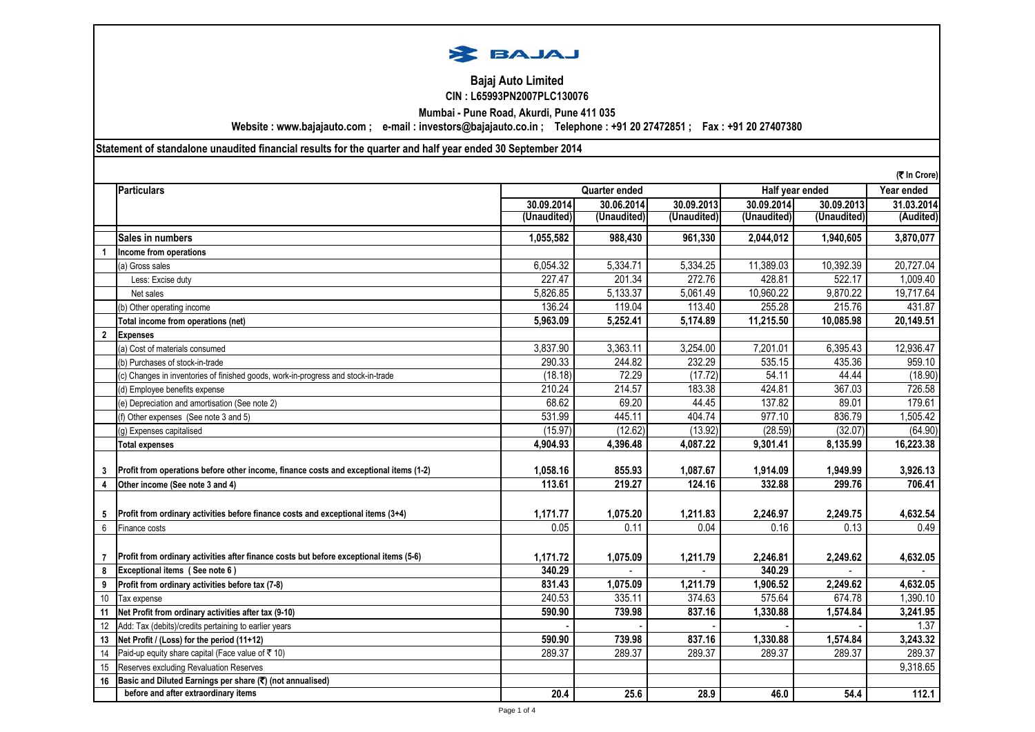# Bajaj Auto Limited

**CIN : L65993PN2007PLC130076**

**Mumbai - Pune Road, Akurdi, Pune 411 035**

**Website : www.bajajauto.com ; e-mail : investors@bajajauto.co.in ; Telephone : +91 20 27472851 ; Fax : +91 20 27407380**

**Statement of standalone unaudited financial results for the quarter and half year ended 30 September 2014**

(₹ In Crore)

| | Particulars | Quarter ended | | | Half year ended | | Year ended |
|---|---|---|---|---|---|---|---|
| | | 30.09.2014 (Unaudited) | 30.06.2014 (Unaudited) | 30.09.2013 (Unaudited) | 30.09.2014 (Unaudited) | 30.09.2013 (Unaudited) | 31.03.2014 (Audited) |
| | **Sales in numbers** | **1,055,582** | **988,430** | **961,330** | **2,044,012** | **1,940,605** | **3,870,077** |
| **1** | **Income from operations** | | | | | | |
| | (a) Gross sales | 6,054.32 | 5,334.71 | 5,334.25 | 11,389.03 | 10,392.39 | 20,727.04 |
| | Less: Excise duty | 227.47 | 201.34 | 272.76 | 428.81 | 522.17 | 1,009.40 |
| | Net sales | 5,826.85 | 5,133.37 | 5,061.49 | 10,960.22 | 9,870.22 | 19,717.64 |
| | (b) Other operating income | 136.24 | 119.04 | 113.40 | 255.28 | 215.76 | 431.87 |
| | **Total income from operations (net)** | **5,963.09** | **5,252.41** | **5,174.89** | **11,215.50** | **10,085.98** | **20,149.51** |
| **2** | **Expenses** | | | | | | |
| | (a) Cost of materials consumed | 3,837.90 | 3,363.11 | 3,254.00 | 7,201.01 | 6,395.43 | 12,936.47 |
| | (b) Purchases of stock-in-trade | 290.33 | 244.82 | 232.29 | 535.15 | 435.36 | 959.10 |
| | (c) Changes in inventories of finished goods, work-in-progress and stock-in-trade | (18.18) | 72.29 | (17.72) | 54.11 | 44.44 | (18.90) |
| | (d) Employee benefits expense | 210.24 | 214.57 | 183.38 | 424.81 | 367.03 | 726.58 |
| | (e) Depreciation and amortisation (See note 2) | 68.62 | 69.20 | 44.45 | 137.82 | 89.01 | 179.61 |
| | (f) Other expenses (See note 3 and 5) | 531.99 | 445.11 | 404.74 | 977.10 | 836.79 | 1,505.42 |
| | (g) Expenses capitalised | (15.97) | (12.62) | (13.92) | (28.59) | (32.07) | (64.90) |
| | **Total expenses** | **4,904.93** | **4,396.48** | **4,087.22** | **9,301.41** | **8,135.99** | **16,223.38** |
| **3** | **Profit from operations before other income, finance costs and exceptional items (1-2)** | **1,058.16** | **855.93** | **1,087.67** | **1,914.09** | **1,949.99** | **3,926.13** |
| **4** | **Other income (See note 3 and 4)** | **113.61** | **219.27** | **124.16** | **332.88** | **299.76** | **706.41** |
| **5** | **Profit from ordinary activities before finance costs and exceptional items (3+4)** | **1,171.77** | **1,075.20** | **1,211.83** | **2,246.97** | **2,249.75** | **4,632.54** |
| 6 | Finance costs | 0.05 | 0.11 | 0.04 | 0.16 | 0.13 | 0.49 |
| **7** | **Profit from ordinary activities after finance costs but before exceptional items (5-6)** | **1,171.72** | **1,075.09** | **1,211.79** | **2,246.81** | **2,249.62** | **4,632.05** |
| **8** | **Exceptional items ( See note 6 )** | **340.29** | **-** | **-** | **340.29** | **-** | **-** |
| **9** | **Profit from ordinary activities before tax (7-8)** | **831.43** | **1,075.09** | **1,211.79** | **1,906.52** | **2,249.62** | **4,632.05** |
| 10 | Tax expense | 240.53 | 335.11 | 374.63 | 575.64 | 674.78 | 1,390.10 |
| **11** | **Net Profit from ordinary activities after tax (9-10)** | **590.90** | **739.98** | **837.16** | **1,330.88** | **1,574.84** | **3,241.95** |
| 12 | Add: Tax (debits)/credits pertaining to earlier years | - | - | - | - | - | 1.37 |
| **13** | **Net Profit / (Loss) for the period (11+12)** | **590.90** | **739.98** | **837.16** | **1,330.88** | **1,574.84** | **3,243.32** |
| 14 | Paid-up equity share capital (Face value of ₹ 10) | 289.37 | 289.37 | 289.37 | 289.37 | 289.37 | 289.37 |
| 15 | Reserves excluding Revaluation Reserves | | | | | | 9,318.65 |
| **16** | **Basic and Diluted Earnings per share (₹) (not annualised)** | | | | | | |
| | **before and after extraordinary items** | **20.4** | **25.6** | **28.9** | **46.0** | **54.4** | **112.1** |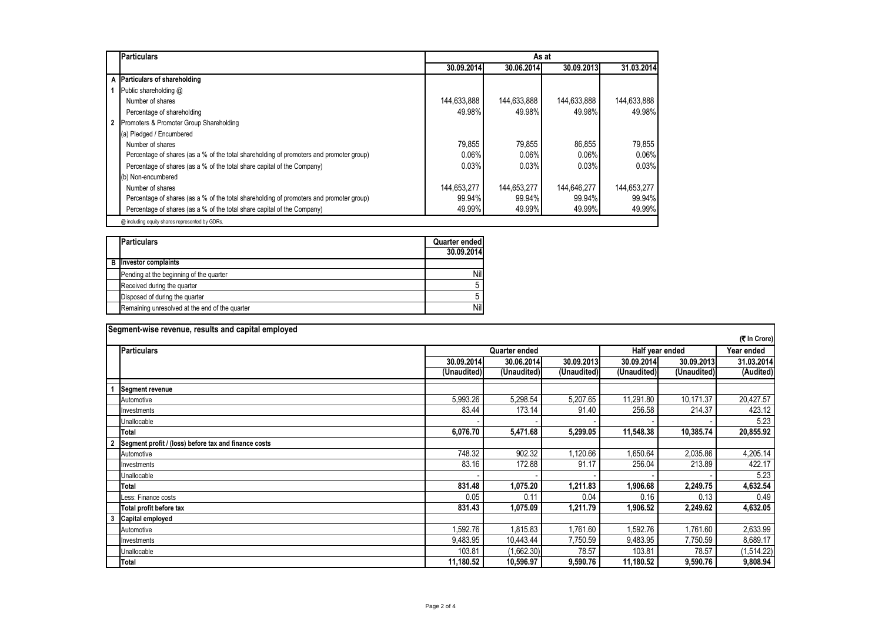|  | Particulars | As at | | | |
|---|---|---|---|---|---|
|  |  | 30.09.2014 | 30.06.2014 | 30.09.2013 | 31.03.2014 |
| A | **Particulars of shareholding** |  |  |  |  |
| 1 | Public shareholding @ |  |  |  |  |
|  | Number of shares | 144,633,888 | 144,633,888 | 144,633,888 | 144,633,888 |
|  | Percentage of shareholding | 49.98% | 49.98% | 49.98% | 49.98% |
| 2 | Promoters & Promoter Group Shareholding |  |  |  |  |
|  | (a) Pledged / Encumbered |  |  |  |  |
|  | Number of shares | 79,855 | 79,855 | 86,855 | 79,855 |
|  | Percentage of shares (as a % of the total shareholding of promoters and promoter group) | 0.06% | 0.06% | 0.06% | 0.06% |
|  | Percentage of shares (as a % of the total share capital of the Company) | 0.03% | 0.03% | 0.03% | 0.03% |
|  | (b) Non-encumbered |  |  |  |  |
|  | Number of shares | 144,653,277 | 144,653,277 | 144,646,277 | 144,653,277 |
|  | Percentage of shares (as a % of the total shareholding of promoters and promoter group) | 99.94% | 99.94% | 99.94% | 99.94% |
|  | Percentage of shares (as a % of the total share capital of the Company) | 49.99% | 49.99% | 49.99% | 49.99% |

@ including equity shares represented by GDRs.

|  | Particulars | Quarter ended 30.09.2014 |
|---|---|---|
| B | **Investor complaints** |  |
|  | Pending at the beginning of the quarter | Nil |
|  | Received during the quarter | 5 |
|  | Disposed of during the quarter | 5 |
|  | Remaining unresolved at the end of the quarter | Nil |

## Segment-wise revenue, results and capital employed

(₹ In Crore)

|  | Particulars | Quarter ended | | | Half year ended | | Year ended |
|---|---|---|---|---|---|---|---|
|  |  | 30.09.2014 (Unaudited) | 30.06.2014 (Unaudited) | 30.09.2013 (Unaudited) | 30.09.2014 (Unaudited) | 30.09.2013 (Unaudited) | 31.03.2014 (Audited) |
| 1 | **Segment revenue** |  |  |  |  |  |  |
|  | Automotive | 5,993.26 | 5,298.54 | 5,207.65 | 11,291.80 | 10,171.37 | 20,427.57 |
|  | Investments | 83.44 | 173.14 | 91.40 | 256.58 | 214.37 | 423.12 |
|  | Unallocable | - | - | - | - | - | 5.23 |
|  | **Total** | **6,076.70** | **5,471.68** | **5,299.05** | **11,548.38** | **10,385.74** | **20,855.92** |
| 2 | **Segment profit / (loss) before tax and finance costs** |  |  |  |  |  |  |
|  | Automotive | 748.32 | 902.32 | 1,120.66 | 1,650.64 | 2,035.86 | 4,205.14 |
|  | Investments | 83.16 | 172.88 | 91.17 | 256.04 | 213.89 | 422.17 |
|  | Unallocable | - | - | - | - | - | 5.23 |
|  | **Total** | **831.48** | **1,075.20** | **1,211.83** | **1,906.68** | **2,249.75** | **4,632.54** |
|  | Less: Finance costs | 0.05 | 0.11 | 0.04 | 0.16 | 0.13 | 0.49 |
|  | **Total profit before tax** | **831.43** | **1,075.09** | **1,211.79** | **1,906.52** | **2,249.62** | **4,632.05** |
| 3 | **Capital employed** |  |  |  |  |  |  |
|  | Automotive | 1,592.76 | 1,815.83 | 1,761.60 | 1,592.76 | 1,761.60 | 2,633.99 |
|  | Investments | 9,483.95 | 10,443.44 | 7,750.59 | 9,483.95 | 7,750.59 | 8,689.17 |
|  | Unallocable | 103.81 | (1,662.30) | 78.57 | 103.81 | 78.57 | (1,514.22) |
|  | **Total** | **11,180.52** | **10,596.97** | **9,590.76** | **11,180.52** | **9,590.76** | **9,808.94** |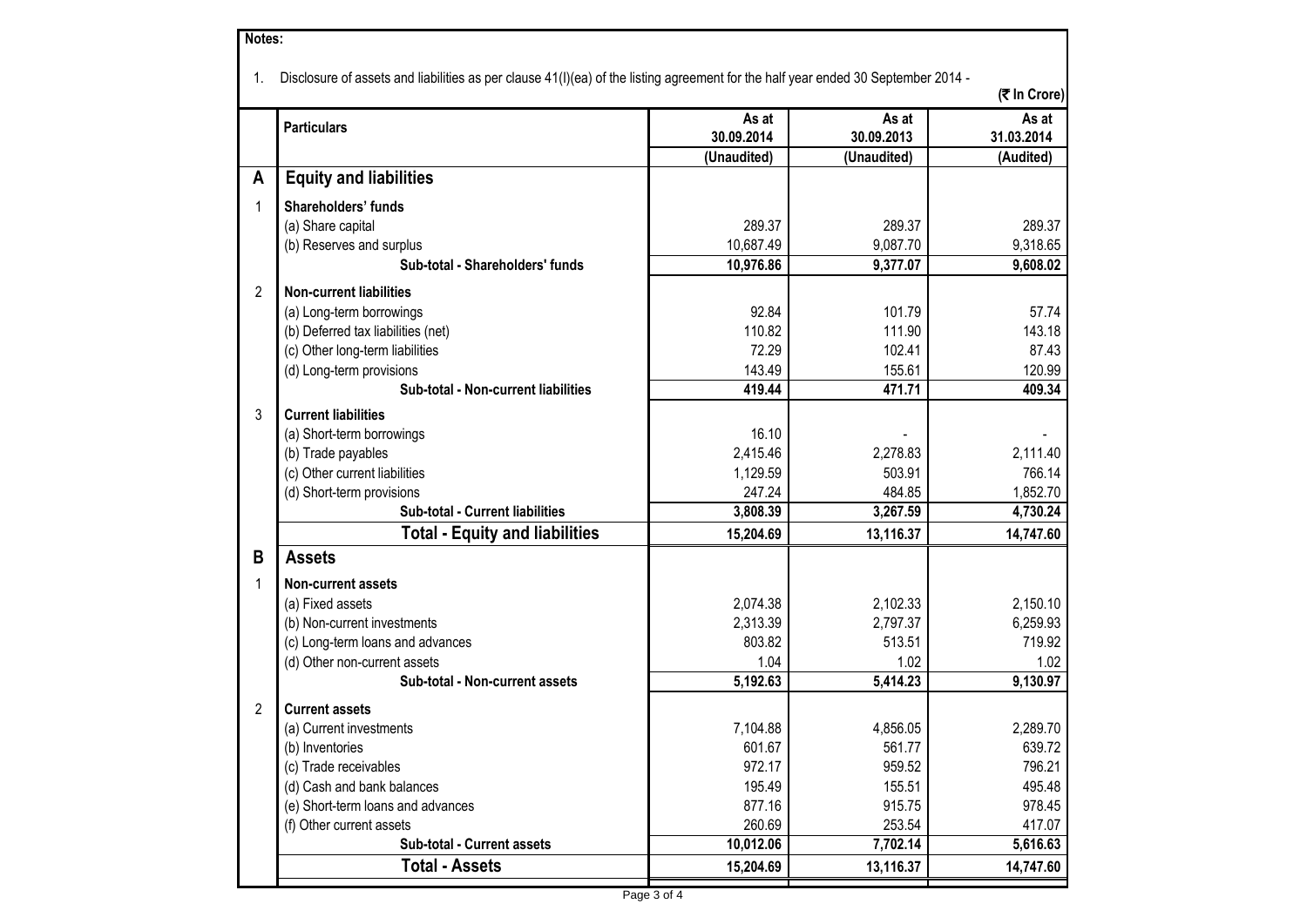**Notes:**

1. Disclosure of assets and liabilities as per clause 41(I)(ea) of the listing agreement for the half year ended 30 September 2014 -

(₹ In Crore)

| | Particulars | As at 30.09.2014 | As at 30.09.2013 | As at 31.03.2014 |
|---|---|---|---|---|
| | | (Unaudited) | (Unaudited) | (Audited) |
| **A** | **Equity and liabilities** | | | |
| 1 | **Shareholders' funds** | | | |
| | (a) Share capital | 289.37 | 289.37 | 289.37 |
| | (b) Reserves and surplus | 10,687.49 | 9,087.70 | 9,318.65 |
| | **Sub-total - Shareholders' funds** | **10,976.86** | **9,377.07** | **9,608.02** |
| 2 | **Non-current liabilities** | | | |
| | (a) Long-term borrowings | 92.84 | 101.79 | 57.74 |
| | (b) Deferred tax liabilities (net) | 110.82 | 111.90 | 143.18 |
| | (c) Other long-term liabilities | 72.29 | 102.41 | 87.43 |
| | (d) Long-term provisions | 143.49 | 155.61 | 120.99 |
| | **Sub-total - Non-current liabilities** | **419.44** | **471.71** | **409.34** |
| 3 | **Current liabilities** | | | |
| | (a) Short-term borrowings | 16.10 | - | - |
| | (b) Trade payables | 2,415.46 | 2,278.83 | 2,111.40 |
| | (c) Other current liabilities | 1,129.59 | 503.91 | 766.14 |
| | (d) Short-term provisions | 247.24 | 484.85 | 1,852.70 |
| | **Sub-total - Current liabilities** | **3,808.39** | **3,267.59** | **4,730.24** |
| | **Total - Equity and liabilities** | **15,204.69** | **13,116.37** | **14,747.60** |
| **B** | **Assets** | | | |
| 1 | **Non-current assets** | | | |
| | (a) Fixed assets | 2,074.38 | 2,102.33 | 2,150.10 |
| | (b) Non-current investments | 2,313.39 | 2,797.37 | 6,259.93 |
| | (c) Long-term loans and advances | 803.82 | 513.51 | 719.92 |
| | (d) Other non-current assets | 1.04 | 1.02 | 1.02 |
| | **Sub-total - Non-current assets** | **5,192.63** | **5,414.23** | **9,130.97** |
| 2 | **Current assets** | | | |
| | (a) Current investments | 7,104.88 | 4,856.05 | 2,289.70 |
| | (b) Inventories | 601.67 | 561.77 | 639.72 |
| | (c) Trade receivables | 972.17 | 959.52 | 796.21 |
| | (d) Cash and bank balances | 195.49 | 155.51 | 495.48 |
| | (e) Short-term loans and advances | 877.16 | 915.75 | 978.45 |
| | (f) Other current assets | 260.69 | 253.54 | 417.07 |
| | **Sub-total - Current assets** | **10,012.06** | **7,702.14** | **5,616.63** |
| | **Total - Assets** | **15,204.69** | **13,116.37** | **14,747.60** |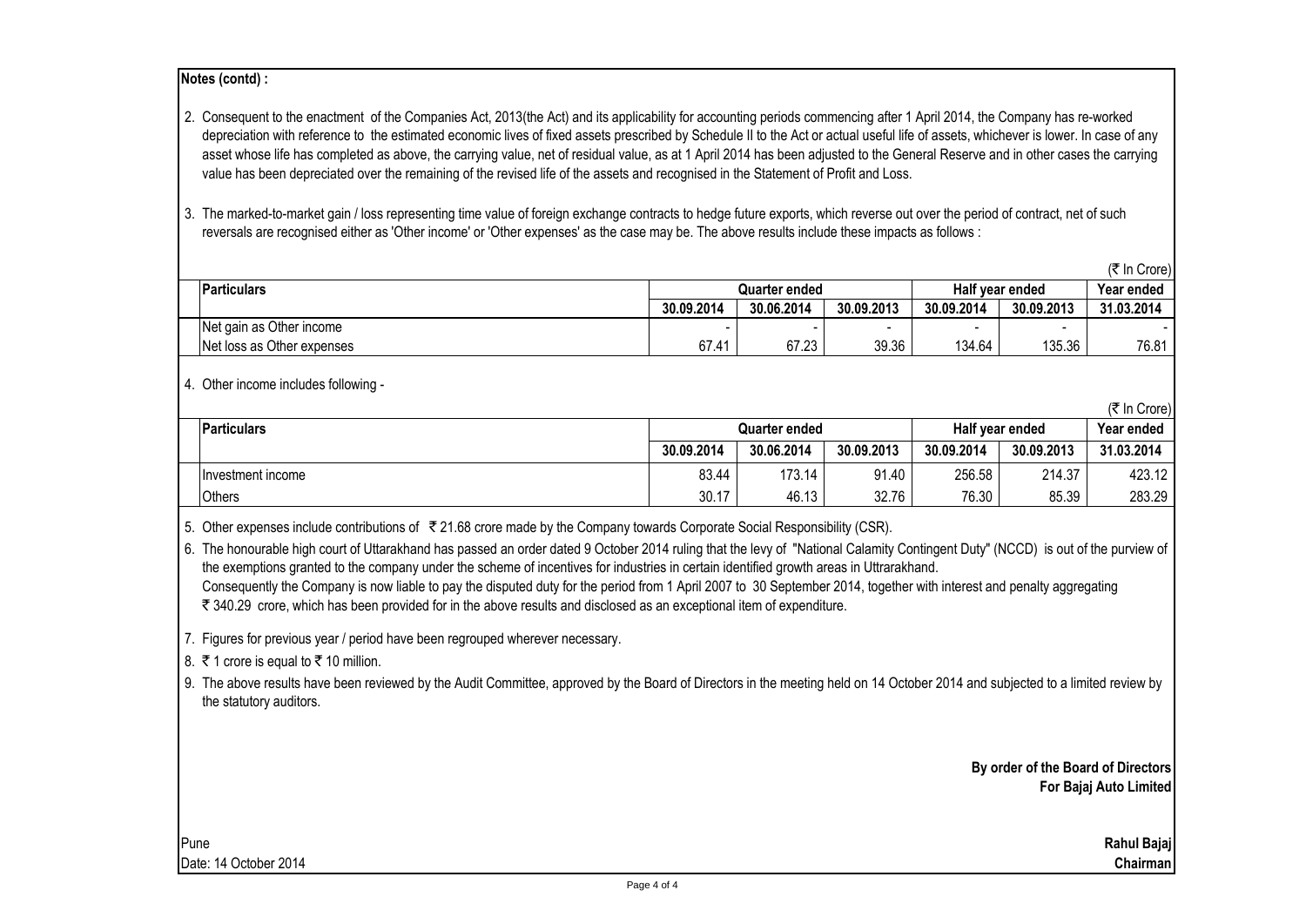**Notes (contd) :**

2. Consequent to the enactment of the Companies Act, 2013(the Act) and its applicability for accounting periods commencing after 1 April 2014, the Company has re-worked depreciation with reference to the estimated economic lives of fixed assets prescribed by Schedule II to the Act or actual useful life of assets, whichever is lower. In case of any asset whose life has completed as above, the carrying value, net of residual value, as at 1 April 2014 has been adjusted to the General Reserve and in other cases the carrying value has been depreciated over the remaining of the revised life of the assets and recognised in the Statement of Profit and Loss.

3. The marked-to-market gain / loss representing time value of foreign exchange contracts to hedge future exports, which reverse out over the period of contract, net of such reversals are recognised either as 'Other income' or 'Other expenses' as the case may be. The above results include these impacts as follows :

(₹ In Crore)

| Particulars | Quarter ended | | | Half year ended | | Year ended |
|---|---|---|---|---|---|---|
| | 30.09.2014 | 30.06.2014 | 30.09.2013 | 30.09.2014 | 30.09.2013 | 31.03.2014 |
| Net gain as Other income | - | - | - | - | - | - |
| Net loss as Other expenses | 67.41 | 67.23 | 39.36 | 134.64 | 135.36 | 76.81 |

4. Other income includes following -

(₹ In Crore)

| Particulars | Quarter ended | | | Half year ended | | Year ended |
|---|---|---|---|---|---|---|
| | 30.09.2014 | 30.06.2014 | 30.09.2013 | 30.09.2014 | 30.09.2013 | 31.03.2014 |
| Investment income | 83.44 | 173.14 | 91.40 | 256.58 | 214.37 | 423.12 |
| Others | 30.17 | 46.13 | 32.76 | 76.30 | 85.39 | 283.29 |

5. Other expenses include contributions of ₹ 21.68 crore made by the Company towards Corporate Social Responsibility (CSR).

6. The honourable high court of Uttarakhand has passed an order dated 9 October 2014 ruling that the levy of "National Calamity Contingent Duty" (NCCD) is out of the purview of the exemptions granted to the company under the scheme of incentives for industries in certain identified growth areas in Uttrarakhand.
Consequently the Company is now liable to pay the disputed duty for the period from 1 April 2007 to 30 September 2014, together with interest and penalty aggregating ₹ 340.29 crore, which has been provided for in the above results and disclosed as an exceptional item of expenditure.

7. Figures for previous year / period have been regrouped wherever necessary.

8. ₹ 1 crore is equal to ₹ 10 million.

9. The above results have been reviewed by the Audit Committee, approved by the Board of Directors in the meeting held on 14 October 2014 and subjected to a limited review by the statutory auditors.

**By order of the Board of Directors**
**For Bajaj Auto Limited**

Pune
Date: 14 October 2014

**Rahul Bajaj**
**Chairman**